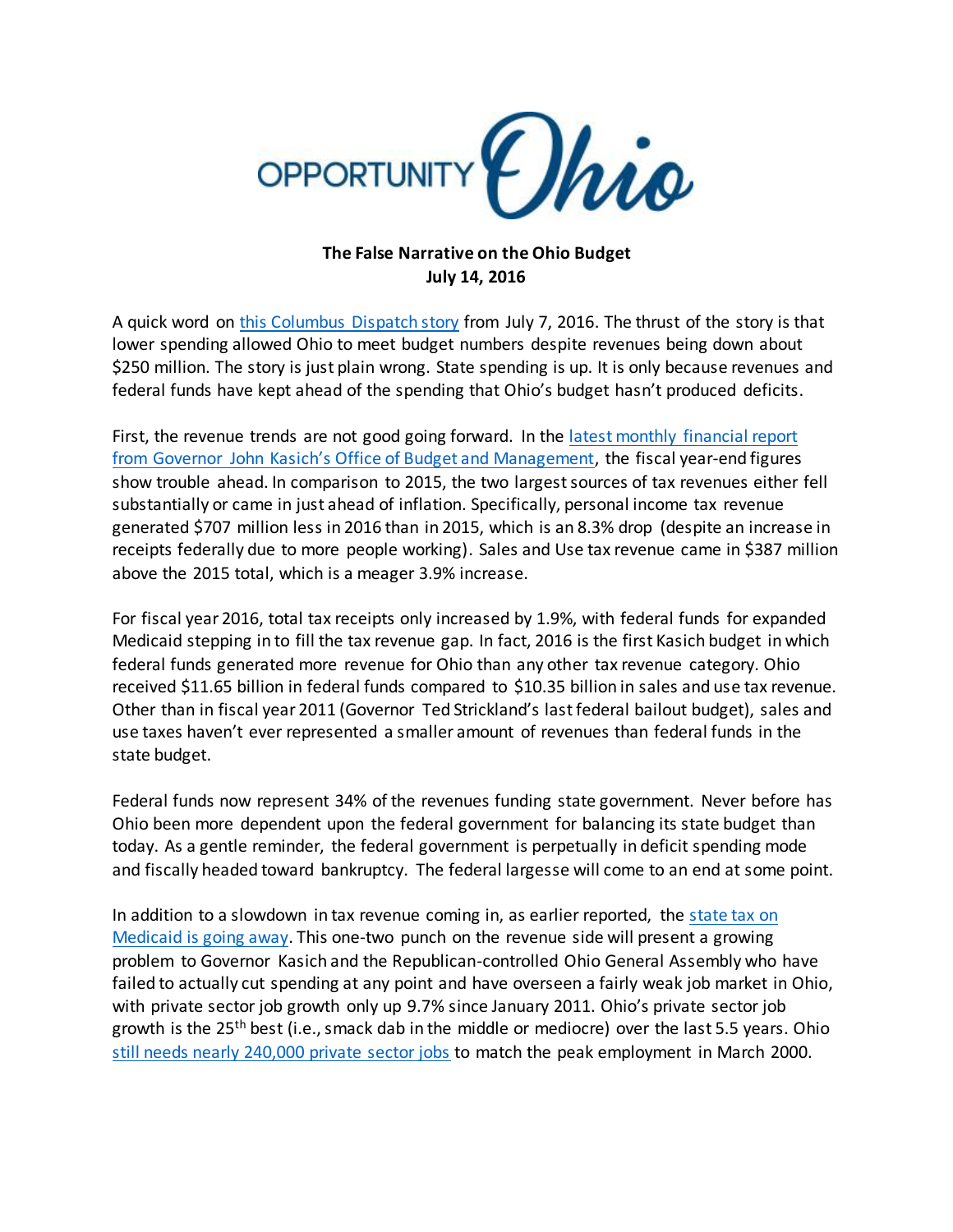OPPORTUNITY Ohio

**The False Narrative on the Ohio Budget**
**July 14, 2016**

A quick word on this Columbus Dispatch story from July 7, 2016. The thrust of the story is that lower spending allowed Ohio to meet budget numbers despite revenues being down about $250 million. The story is just plain wrong. State spending is up. It is only because revenues and federal funds have kept ahead of the spending that Ohio's budget hasn't produced deficits.

First, the revenue trends are not good going forward. In the latest monthly financial report from Governor John Kasich's Office of Budget and Management, the fiscal year-end figures show trouble ahead. In comparison to 2015, the two largest sources of tax revenues either fell substantially or came in just ahead of inflation. Specifically, personal income tax revenue generated $707 million less in 2016 than in 2015, which is an 8.3% drop (despite an increase in receipts federally due to more people working). Sales and Use tax revenue came in $387 million above the 2015 total, which is a meager 3.9% increase.

For fiscal year 2016, total tax receipts only increased by 1.9%, with federal funds for expanded Medicaid stepping in to fill the tax revenue gap. In fact, 2016 is the first Kasich budget in which federal funds generated more revenue for Ohio than any other tax revenue category. Ohio received $11.65 billion in federal funds compared to $10.35 billion in sales and use tax revenue. Other than in fiscal year 2011 (Governor Ted Strickland's last federal bailout budget), sales and use taxes haven't ever represented a smaller amount of revenues than federal funds in the state budget.

Federal funds now represent 34% of the revenues funding state government. Never before has Ohio been more dependent upon the federal government for balancing its state budget than today. As a gentle reminder, the federal government is perpetually in deficit spending mode and fiscally headed toward bankruptcy. The federal largesse will come to an end at some point.

In addition to a slowdown in tax revenue coming in, as earlier reported, the state tax on Medicaid is going away. This one-two punch on the revenue side will present a growing problem to Governor Kasich and the Republican-controlled Ohio General Assembly who have failed to actually cut spending at any point and have overseen a fairly weak job market in Ohio, with private sector job growth only up 9.7% since January 2011. Ohio's private sector job growth is the 25th best (i.e., smack dab in the middle or mediocre) over the last 5.5 years. Ohio still needs nearly 240,000 private sector jobs to match the peak employment in March 2000.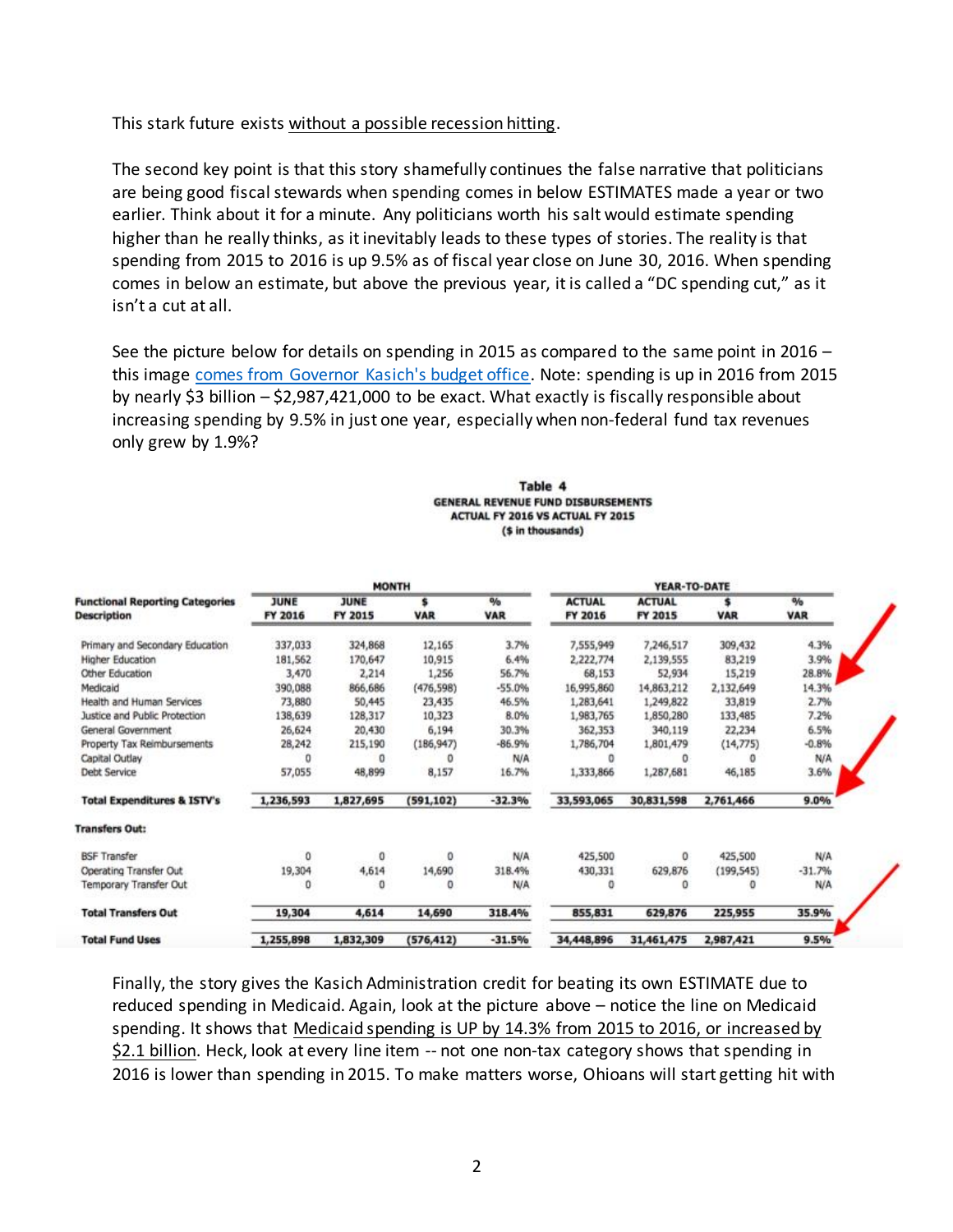This stark future exists without a possible recession hitting.

The second key point is that this story shamefully continues the false narrative that politicians are being good fiscal stewards when spending comes in below ESTIMATES made a year or two earlier. Think about it for a minute. Any politicians worth his salt would estimate spending higher than he really thinks, as it inevitably leads to these types of stories. The reality is that spending from 2015 to 2016 is up 9.5% as of fiscal year close on June 30, 2016. When spending comes in below an estimate, but above the previous year, it is called a "DC spending cut," as it isn't a cut at all.

See the picture below for details on spending in 2015 as compared to the same point in 2016 – this image comes from Governor Kasich's budget office. Note: spending is up in 2016 from 2015 by nearly $3 billion – $2,987,421,000 to be exact. What exactly is fiscally responsible about increasing spending by 9.5% in just one year, especially when non-federal fund tax revenues only grew by 1.9%?

**Table 4**
**GENERAL REVENUE FUND DISBURSEMENTS**
**ACTUAL FY 2016 VS ACTUAL FY 2015**
**($ in thousands)**

| Functional Reporting Categories Description | MONTH | | | | YEAR-TO-DATE | | | |
|---|---|---|---|---|---|---|---|---|
| | JUNE FY 2016 | JUNE FY 2015 | $ VAR | % VAR | ACTUAL FY 2016 | ACTUAL FY 2015 | $ VAR | % VAR |
| Primary and Secondary Education | 337,033 | 324,868 | 12,165 | 3.7% | 7,555,949 | 7,246,517 | 309,432 | 4.3% |
| Higher Education | 181,562 | 170,647 | 10,915 | 6.4% | 2,222,774 | 2,139,555 | 83,219 | 3.9% |
| Other Education | 3,470 | 2,214 | 1,256 | 56.7% | 68,153 | 52,934 | 15,219 | 28.8% |
| Medicaid | 390,088 | 866,686 | (476,598) | -55.0% | 16,995,860 | 14,863,212 | 2,132,649 | 14.3% |
| Health and Human Services | 73,880 | 50,445 | 23,435 | 46.5% | 1,283,641 | 1,249,822 | 33,819 | 2.7% |
| Justice and Public Protection | 138,639 | 128,317 | 10,323 | 8.0% | 1,983,765 | 1,850,280 | 133,485 | 7.2% |
| General Government | 26,624 | 20,430 | 6,194 | 30.3% | 362,353 | 340,119 | 22,234 | 6.5% |
| Property Tax Reimbursements | 28,242 | 215,190 | (186,947) | -86.9% | 1,786,704 | 1,801,479 | (14,775) | -0.8% |
| Capital Outlay | 0 | 0 | 0 | N/A | 0 | 0 | 0 | N/A |
| Debt Service | 57,055 | 48,899 | 8,157 | 16.7% | 1,333,866 | 1,287,681 | 46,185 | 3.6% |
| **Total Expenditures & ISTV's** | **1,236,593** | **1,827,695** | **(591,102)** | **-32.3%** | **33,593,065** | **30,831,598** | **2,761,466** | **9.0%** |
| **Transfers Out:** | | | | | | | | |
| BSF Transfer | 0 | 0 | 0 | N/A | 425,500 | 0 | 425,500 | N/A |
| Operating Transfer Out | 19,304 | 4,614 | 14,690 | 318.4% | 430,331 | 629,876 | (199,545) | -31.7% |
| Temporary Transfer Out | 0 | 0 | 0 | N/A | 0 | 0 | 0 | N/A |
| **Total Transfers Out** | **19,304** | **4,614** | **14,690** | **318.4%** | **855,831** | **629,876** | **225,955** | **35.9%** |
| **Total Fund Uses** | **1,255,898** | **1,832,309** | **(576,412)** | **-31.5%** | **34,448,896** | **31,461,475** | **2,987,421** | **9.5%** |

Finally, the story gives the Kasich Administration credit for beating its own ESTIMATE due to reduced spending in Medicaid. Again, look at the picture above – notice the line on Medicaid spending. It shows that Medicaid spending is UP by 14.3% from 2015 to 2016, or increased by $2.1 billion. Heck, look at every line item -- not one non-tax category shows that spending in 2016 is lower than spending in 2015. To make matters worse, Ohioans will start getting hit with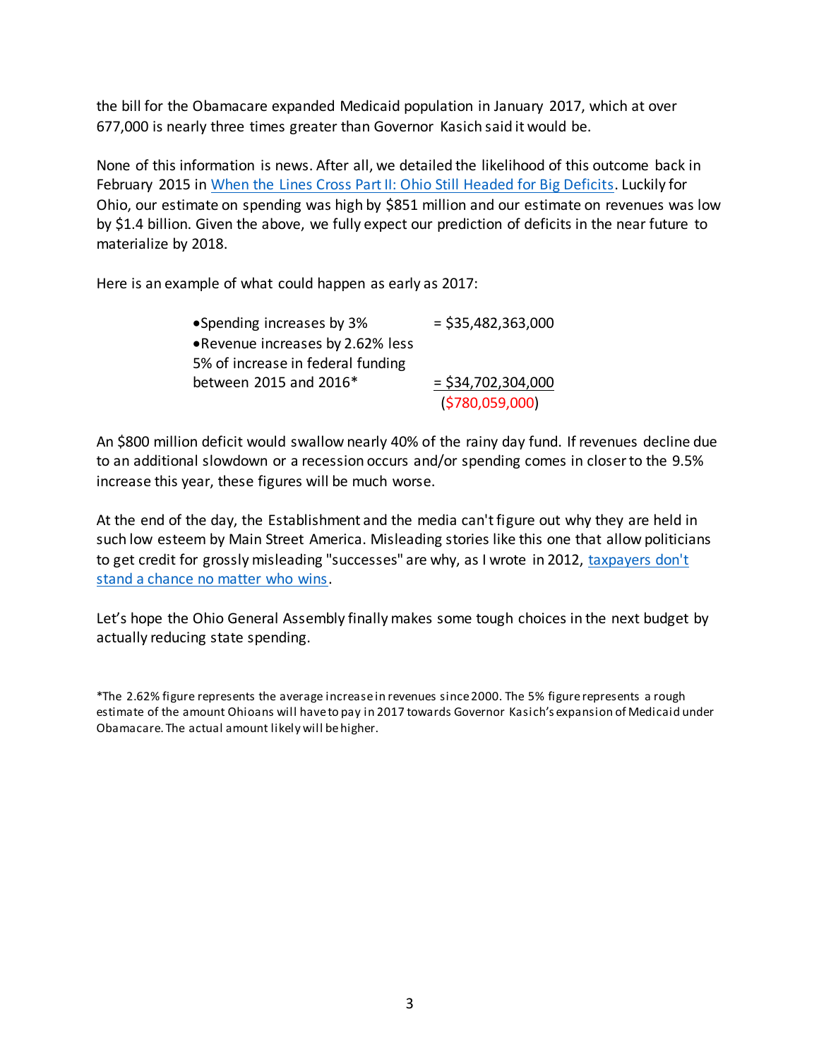the bill for the Obamacare expanded Medicaid population in January 2017, which at over 677,000 is nearly three times greater than Governor Kasich said it would be.

None of this information is news. After all, we detailed the likelihood of this outcome back in February 2015 in [When the Lines Cross Part II: Ohio Still Headed for Big Deficits](). Luckily for Ohio, our estimate on spending was high by $851 million and our estimate on revenues was low by $1.4 billion. Given the above, we fully expect our prediction of deficits in the near future to materialize by 2018.

Here is an example of what could happen as early as 2017:

| | |
|---|---|
| • Spending increases by 3% | = $35,482,363,000 |
| • Revenue increases by 2.62% less 5% of increase in federal funding between 2015 and 2016* | = $34,702,304,000 |
| | ($780,059,000) |

An $800 million deficit would swallow nearly 40% of the rainy day fund. If revenues decline due to an additional slowdown or a recession occurs and/or spending comes in closer to the 9.5% increase this year, these figures will be much worse.

At the end of the day, the Establishment and the media can't figure out why they are held in such low esteem by Main Street America. Misleading stories like this one that allow politicians to get credit for grossly misleading "successes" are why, as I wrote in 2012, [taxpayers don't stand a chance no matter who wins]().

Let's hope the Ohio General Assembly finally makes some tough choices in the next budget by actually reducing state spending.

*The 2.62% figure represents the average increase in revenues since 2000. The 5% figure represents a rough estimate of the amount Ohioans will have to pay in 2017 towards Governor Kasich's expansion of Medicaid under Obamacare. The actual amount likely will be higher.